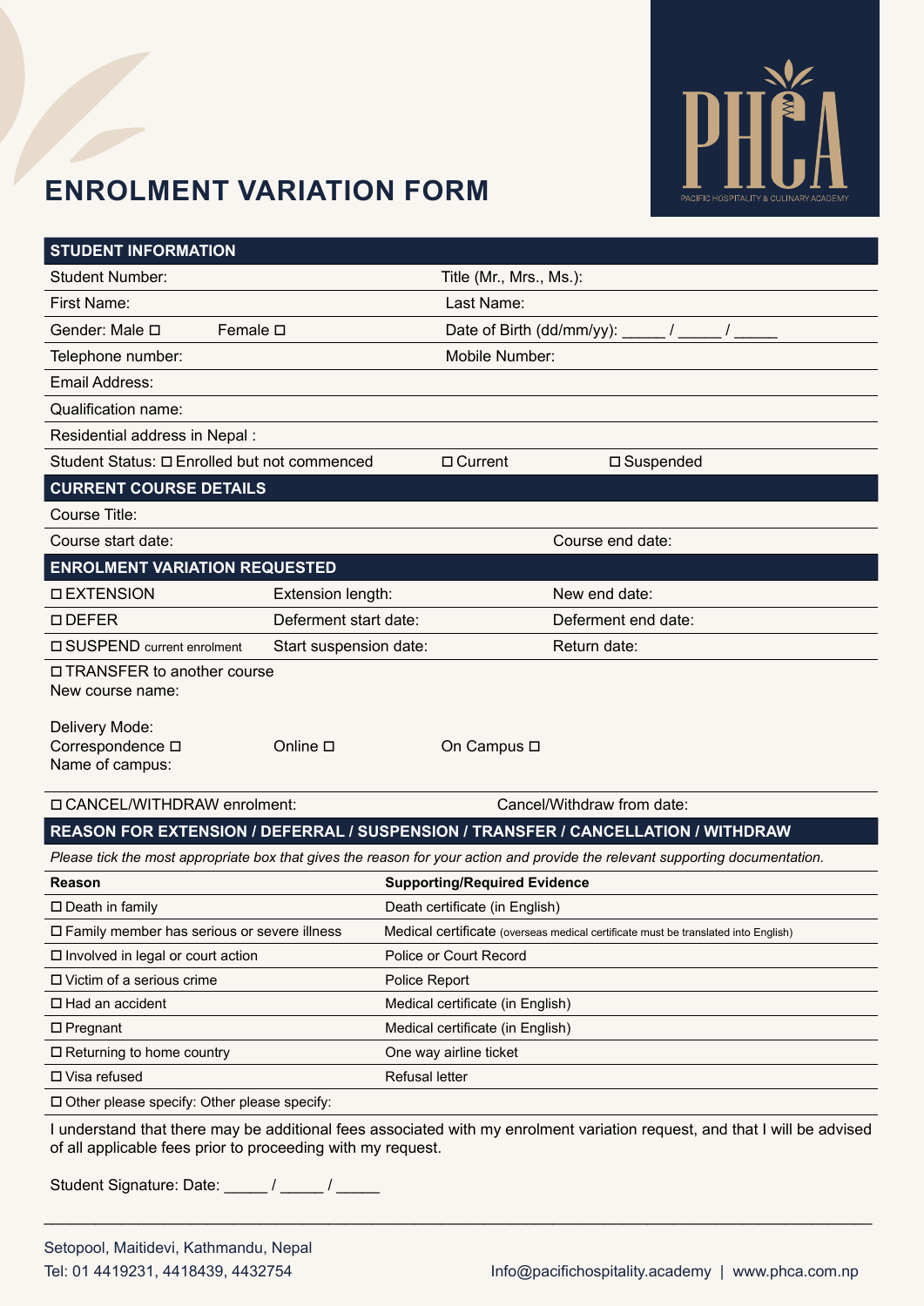# ENROLMENT VARIATION FORM

PHCA
PACIFIC HOSPITALITY & CULINARY ACADEMY

| STUDENT INFORMATION | | | |
|---|---|---|---|
| Student Number: | | Title (Mr., Mrs., Ms.): | |
| First Name: | | Last Name: | |
| Gender: Male ◻ | Female ◻ | Date of Birth (dd/mm/yy): _____ / _____ / _____ | |
| Telephone number: | | Mobile Number: | |
| Email Address: | | | |
| Qualification name: | | | |
| Residential address in Nepal : | | | |
| Student Status: ◻ Enrolled but not commenced | | ◻ Current | ◻ Suspended |

| CURRENT COURSE DETAILS | |
|---|---|
| Course Title: | |
| Course start date: | Course end date: |

| ENROLMENT VARIATION REQUESTED | | | |
|---|---|---|---|
| ◻ EXTENSION | Extension length: | | New end date: |
| ◻ DEFER | Deferment start date: | | Deferment end date: |
| ◻ SUSPEND current enrolment | Start suspension date: | | Return date: |
| ◻ TRANSFER to another course<br>New course name:<br><br>Delivery Mode:<br>Correspondence ◻<br>Name of campus: | Online ◻ | On Campus ◻ | |
| ◻ CANCEL/WITHDRAW enrolment: | | | Cancel/Withdraw from date: |

**REASON FOR EXTENSION / DEFERRAL / SUSPENSION / TRANSFER / CANCELLATION / WITHDRAW**

*Please tick the most appropriate box that gives the reason for your action and provide the relevant supporting documentation.*

| Reason | Supporting/Required Evidence |
|---|---|
| ◻ Death in family | Death certificate (in English) |
| ◻ Family member has serious or severe illness | Medical certificate (overseas medical certificate must be translated into English) |
| ◻ Involved in legal or court action | Police or Court Record |
| ◻ Victim of a serious crime | Police Report |
| ◻ Had an accident | Medical certificate (in English) |
| ◻ Pregnant | Medical certificate (in English) |
| ◻ Returning to home country | One way airline ticket |
| ◻ Visa refused | Refusal letter |
| ◻ Other please specify: Other please specify: | |

I understand that there may be additional fees associated with my enrolment variation request, and that I will be advised of all applicable fees prior to proceeding with my request.

Student Signature: Date: _____ / _____ / _____

Setopool, Maitidevi, Kathmandu, Nepal
Tel: 01 4419231, 4418439, 4432754

Info@pacifichospitality.academy | www.phca.com.np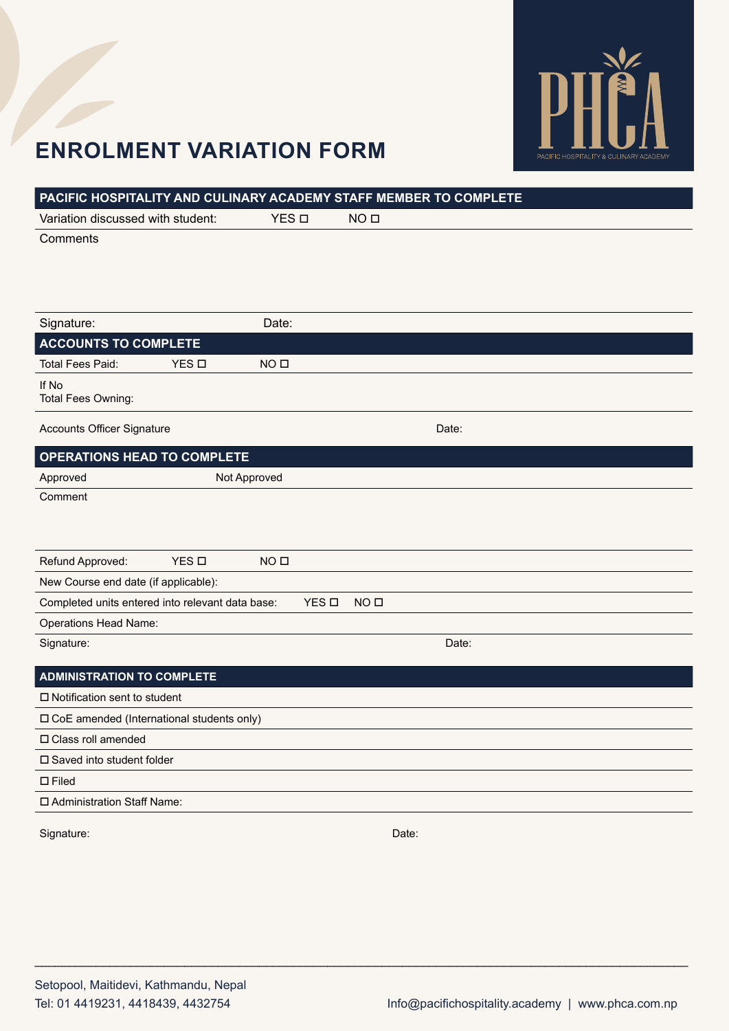# ENROLMENT VARIATION FORM

PHCA
PACIFIC HOSPITALITY & CULINARY ACADEMY

## PACIFIC HOSPITALITY AND CULINARY ACADEMY STAFF MEMBER TO COMPLETE

Variation discussed with student: YES ☐ NO ☐

Comments

Signature: Date:

## ACCOUNTS TO COMPLETE

Total Fees Paid: YES ☐ NO ☐

If No
Total Fees Owning:

Accounts Officer Signature Date:

## OPERATIONS HEAD TO COMPLETE

Approved Not Approved

Comment

Refund Approved: YES ☐ NO ☐

New Course end date (if applicable):

Completed units entered into relevant data base: YES ☐ NO ☐

Operations Head Name:

Signature: Date:

## ADMINISTRATION TO COMPLETE

☐ Notification sent to student

☐ CoE amended (International students only)

☐ Class roll amended

☐ Saved into student folder

☐ Filed

☐ Administration Staff Name:

Signature: Date:

Setopool, Maitidevi, Kathmandu, Nepal
Tel: 01 4419231, 4418439, 4432754

Info@pacifichospitality.academy | www.phca.com.np